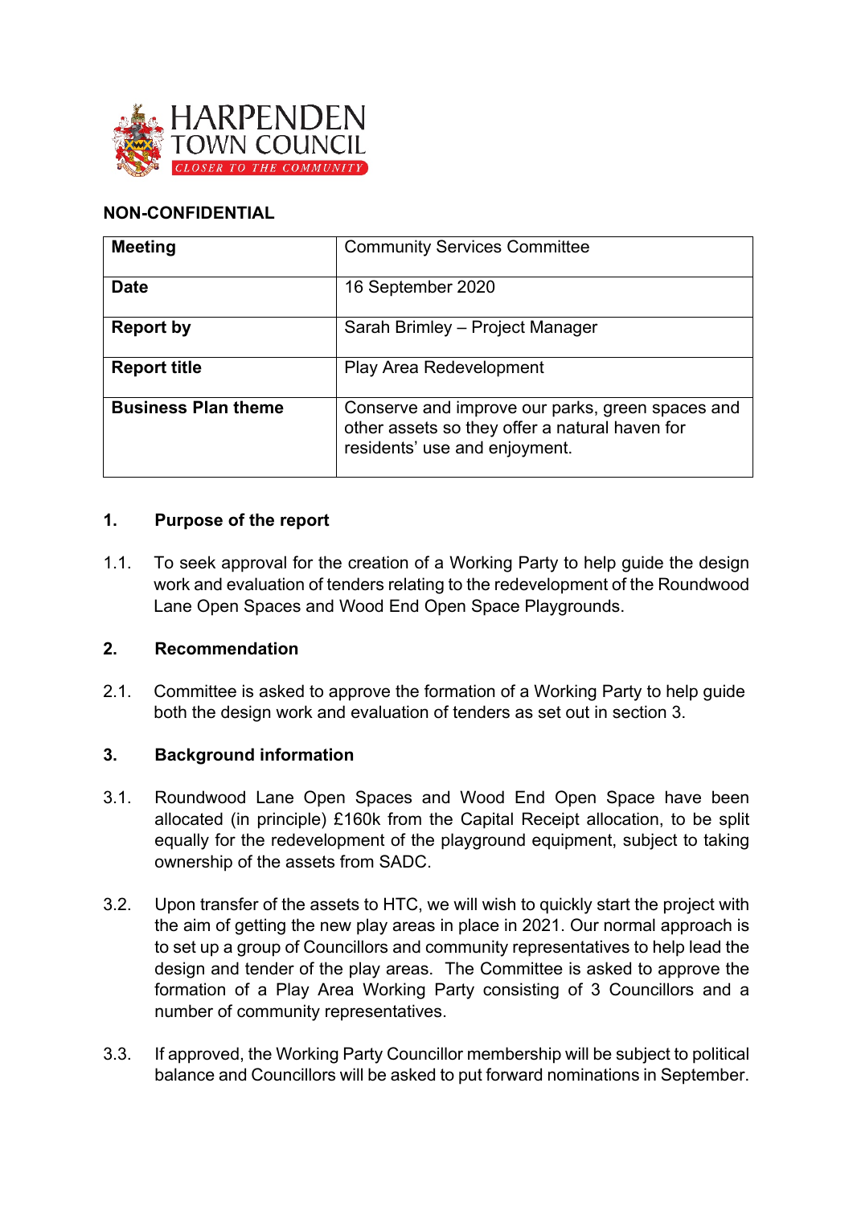**HARPENDEN TOWN COUNCIL**
*CLOSER TO THE COMMUNITY*

**NON-CONFIDENTIAL**

| | |
|---|---|
| **Meeting** | Community Services Committee |
| **Date** | 16 September 2020 |
| **Report by** | Sarah Brimley – Project Manager |
| **Report title** | Play Area Redevelopment |
| **Business Plan theme** | Conserve and improve our parks, green spaces and other assets so they offer a natural haven for residents' use and enjoyment. |

## 1. Purpose of the report

1.1. To seek approval for the creation of a Working Party to help guide the design work and evaluation of tenders relating to the redevelopment of the Roundwood Lane Open Spaces and Wood End Open Space Playgrounds.

## 2. Recommendation

2.1. Committee is asked to approve the formation of a Working Party to help guide both the design work and evaluation of tenders as set out in section 3.

## 3. Background information

3.1. Roundwood Lane Open Spaces and Wood End Open Space have been allocated (in principle) £160k from the Capital Receipt allocation, to be split equally for the redevelopment of the playground equipment, subject to taking ownership of the assets from SADC.

3.2. Upon transfer of the assets to HTC, we will wish to quickly start the project with the aim of getting the new play areas in place in 2021. Our normal approach is to set up a group of Councillors and community representatives to help lead the design and tender of the play areas. The Committee is asked to approve the formation of a Play Area Working Party consisting of 3 Councillors and a number of community representatives.

3.3. If approved, the Working Party Councillor membership will be subject to political balance and Councillors will be asked to put forward nominations in September.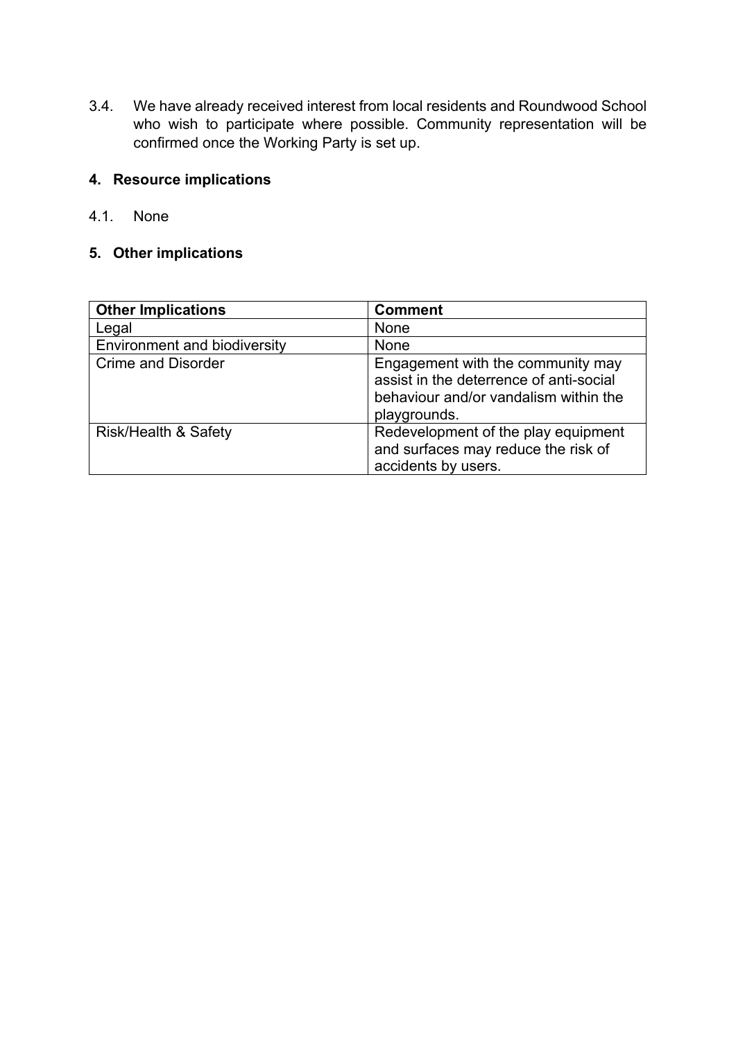3.4. We have already received interest from local residents and Roundwood School who wish to participate where possible. Community representation will be confirmed once the Working Party is set up.

## 4. Resource implications

4.1. None

## 5. Other implications

| **Other Implications** | **Comment** |
|---|---|
| Legal | None |
| Environment and biodiversity | None |
| Crime and Disorder | Engagement with the community may assist in the deterrence of anti-social behaviour and/or vandalism within the playgrounds. |
| Risk/Health & Safety | Redevelopment of the play equipment and surfaces may reduce the risk of accidents by users. |